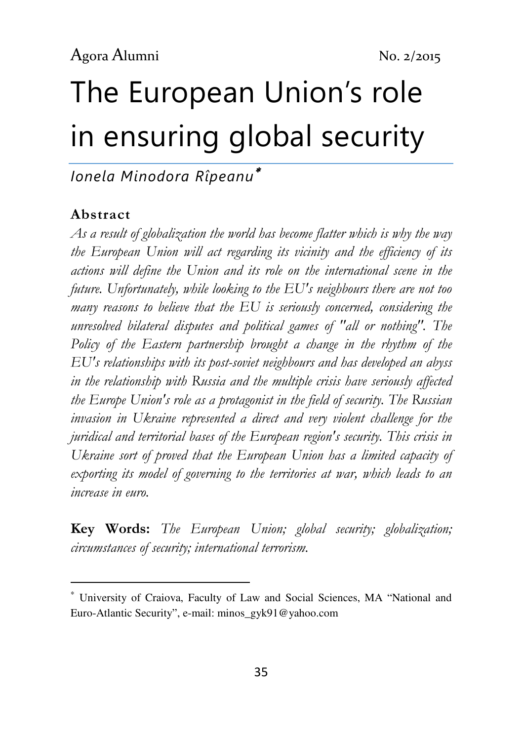# The European Union's role in ensuring global security

*Ionela Minodora Rîpeanu*[*]

## Abstract

*As a result of globalization the world has become flatter which is why the way the European Union will act regarding its vicinity and the efficiency of its actions will define the Union and its role on the international scene in the future. Unfortunately, while looking to the EU's neighbours there are not too many reasons to believe that the EU is seriously concerned, considering the unresolved bilateral disputes and political games of "all or nothing". The Policy of the Eastern partnership brought a change in the rhythm of the EU's relationships with its post-soviet neighbours and has developed an abyss in the relationship with Russia and the multiple crisis have seriously affected the Europe Union's role as a protagonist in the field of security. The Russian invasion in Ukraine represented a direct and very violent challenge for the juridical and territorial bases of the European region's security. This crisis in Ukraine sort of proved that the European Union has a limited capacity of exporting its model of governing to the territories at war, which leads to an increase in euro.*

**Key Words:** *The European Union; global security; globalization; circumstances of security; international terrorism.*

---

[*] University of Craiova, Faculty of Law and Social Sciences, MA "National and Euro-Atlantic Security", e-mail: minos_gyk91@yahoo.com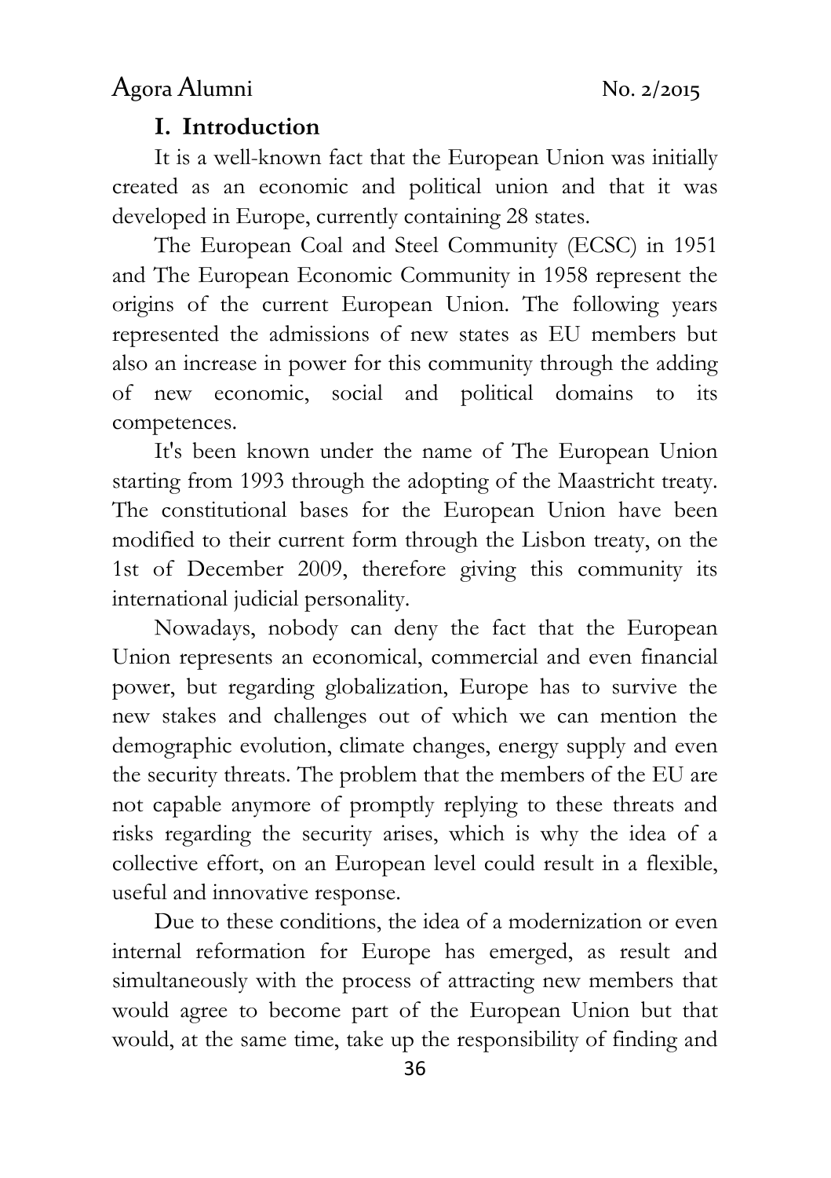## I. Introduction

It is a well-known fact that the European Union was initially created as an economic and political union and that it was developed in Europe, currently containing 28 states.

The European Coal and Steel Community (ECSC) in 1951 and The European Economic Community in 1958 represent the origins of the current European Union. The following years represented the admissions of new states as EU members but also an increase in power for this community through the adding of new economic, social and political domains to its competences.

It's been known under the name of The European Union starting from 1993 through the adopting of the Maastricht treaty. The constitutional bases for the European Union have been modified to their current form through the Lisbon treaty, on the 1st of December 2009, therefore giving this community its international judicial personality.

Nowadays, nobody can deny the fact that the European Union represents an economical, commercial and even financial power, but regarding globalization, Europe has to survive the new stakes and challenges out of which we can mention the demographic evolution, climate changes, energy supply and even the security threats. The problem that the members of the EU are not capable anymore of promptly replying to these threats and risks regarding the security arises, which is why the idea of a collective effort, on an European level could result in a flexible, useful and innovative response.

Due to these conditions, the idea of a modernization or even internal reformation for Europe has emerged, as result and simultaneously with the process of attracting new members that would agree to become part of the European Union but that would, at the same time, take up the responsibility of finding and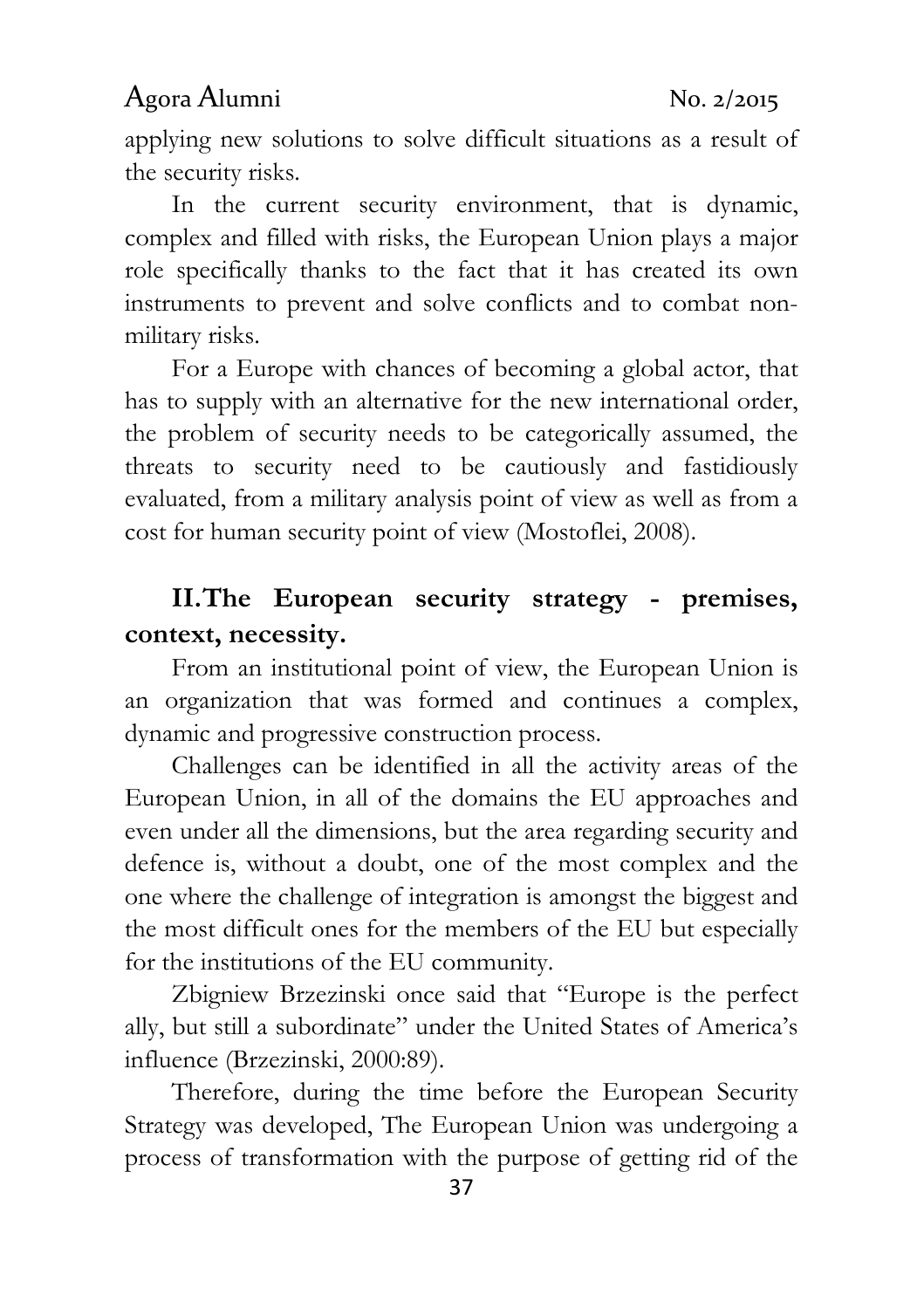applying new solutions to solve difficult situations as a result of the security risks.

In the current security environment, that is dynamic, complex and filled with risks, the European Union plays a major role specifically thanks to the fact that it has created its own instruments to prevent and solve conflicts and to combat non-military risks.

For a Europe with chances of becoming a global actor, that has to supply with an alternative for the new international order, the problem of security needs to be categorically assumed, the threats to security need to be cautiously and fastidiously evaluated, from a military analysis point of view as well as from a cost for human security point of view (Mostoflei, 2008).

## II. The European security strategy - premises, context, necessity.

From an institutional point of view, the European Union is an organization that was formed and continues a complex, dynamic and progressive construction process.

Challenges can be identified in all the activity areas of the European Union, in all of the domains the EU approaches and even under all the dimensions, but the area regarding security and defence is, without a doubt, one of the most complex and the one where the challenge of integration is amongst the biggest and the most difficult ones for the members of the EU but especially for the institutions of the EU community.

Zbigniew Brzezinski once said that "Europe is the perfect ally, but still a subordinate" under the United States of America's influence (Brzezinski, 2000:89).

Therefore, during the time before the European Security Strategy was developed, The European Union was undergoing a process of transformation with the purpose of getting rid of the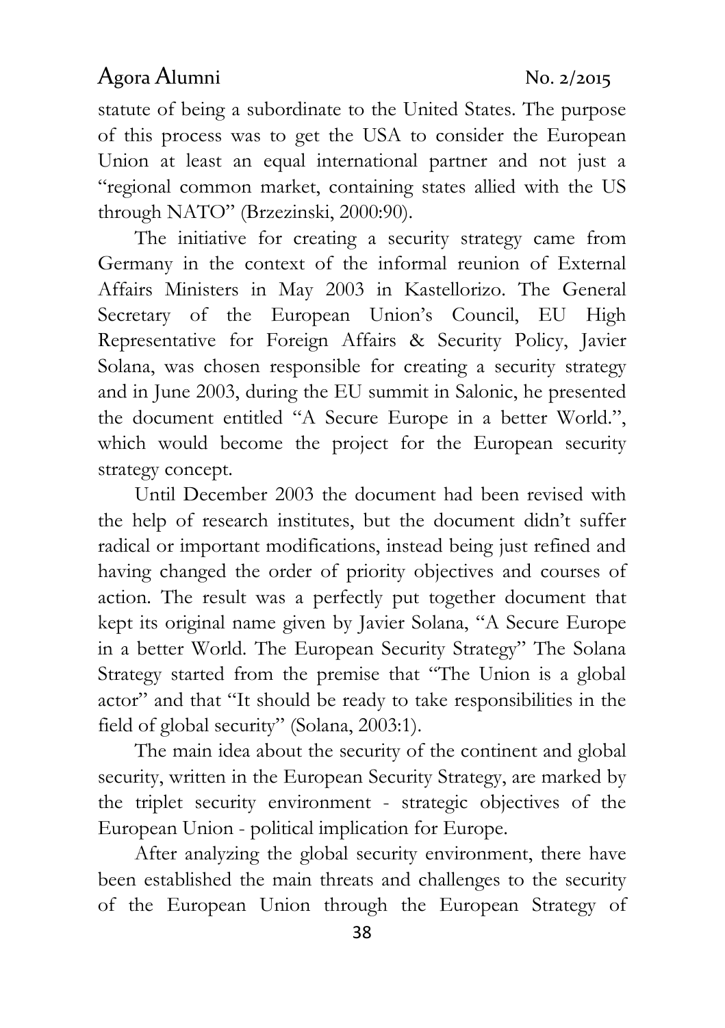statute of being a subordinate to the United States. The purpose of this process was to get the USA to consider the European Union at least an equal international partner and not just a "regional common market, containing states allied with the US through NATO" (Brzezinski, 2000:90).

The initiative for creating a security strategy came from Germany in the context of the informal reunion of External Affairs Ministers in May 2003 in Kastellorizo. The General Secretary of the European Union's Council, EU High Representative for Foreign Affairs & Security Policy, Javier Solana, was chosen responsible for creating a security strategy and in June 2003, during the EU summit in Salonic, he presented the document entitled "A Secure Europe in a better World.", which would become the project for the European security strategy concept.

Until December 2003 the document had been revised with the help of research institutes, but the document didn't suffer radical or important modifications, instead being just refined and having changed the order of priority objectives and courses of action. The result was a perfectly put together document that kept its original name given by Javier Solana, "A Secure Europe in a better World. The European Security Strategy" The Solana Strategy started from the premise that "The Union is a global actor" and that "It should be ready to take responsibilities in the field of global security" (Solana, 2003:1).

The main idea about the security of the continent and global security, written in the European Security Strategy, are marked by the triplet security environment - strategic objectives of the European Union - political implication for Europe.

After analyzing the global security environment, there have been established the main threats and challenges to the security of the European Union through the European Strategy of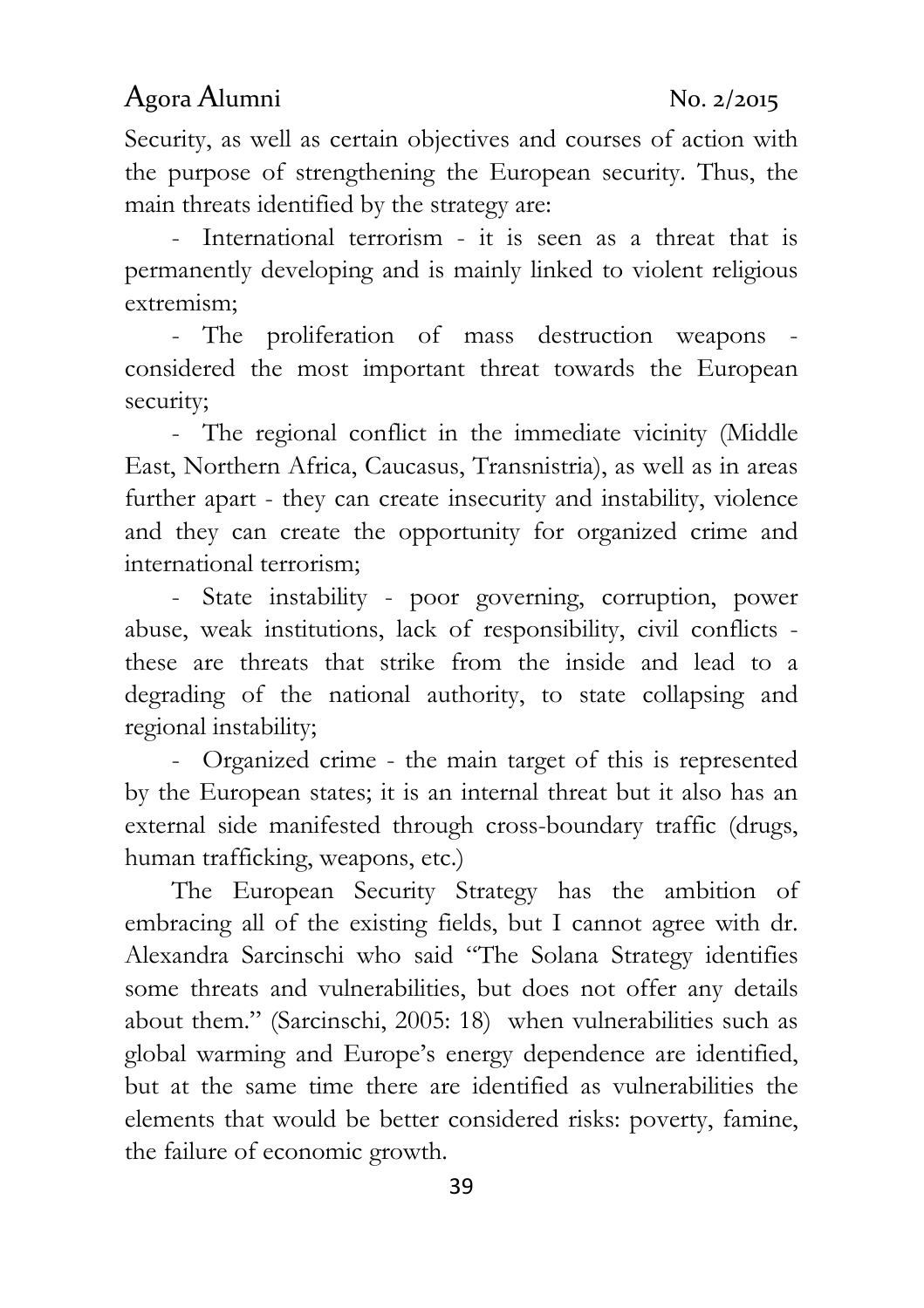Security, as well as certain objectives and courses of action with the purpose of strengthening the European security. Thus, the main threats identified by the strategy are:

- International terrorism - it is seen as a threat that is permanently developing and is mainly linked to violent religious extremism;
- The proliferation of mass destruction weapons - considered the most important threat towards the European security;
- The regional conflict in the immediate vicinity (Middle East, Northern Africa, Caucasus, Transnistria), as well as in areas further apart - they can create insecurity and instability, violence and they can create the opportunity for organized crime and international terrorism;
- State instability - poor governing, corruption, power abuse, weak institutions, lack of responsibility, civil conflicts - these are threats that strike from the inside and lead to a degrading of the national authority, to state collapsing and regional instability;
- Organized crime - the main target of this is represented by the European states; it is an internal threat but it also has an external side manifested through cross-boundary traffic (drugs, human trafficking, weapons, etc.)

The European Security Strategy has the ambition of embracing all of the existing fields, but I cannot agree with dr. Alexandra Sarcinschi who said "The Solana Strategy identifies some threats and vulnerabilities, but does not offer any details about them." (Sarcinschi, 2005: 18) when vulnerabilities such as global warming and Europe's energy dependence are identified, but at the same time there are identified as vulnerabilities the elements that would be better considered risks: poverty, famine, the failure of economic growth.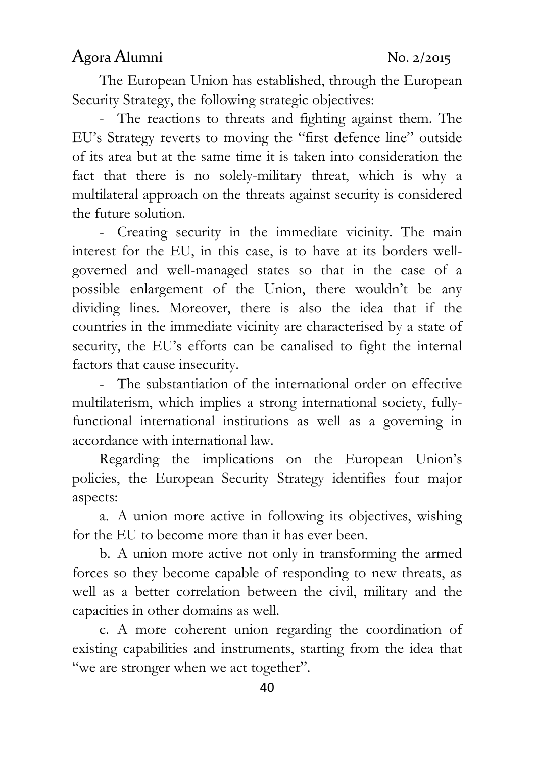The European Union has established, through the European Security Strategy, the following strategic objectives:

- The reactions to threats and fighting against them. The EU's Strategy reverts to moving the "first defence line" outside of its area but at the same time it is taken into consideration the fact that there is no solely-military threat, which is why a multilateral approach on the threats against security is considered the future solution.

- Creating security in the immediate vicinity. The main interest for the EU, in this case, is to have at its borders well-governed and well-managed states so that in the case of a possible enlargement of the Union, there wouldn't be any dividing lines. Moreover, there is also the idea that if the countries in the immediate vicinity are characterised by a state of security, the EU's efforts can be canalised to fight the internal factors that cause insecurity.

- The substantiation of the international order on effective multilaterism, which implies a strong international society, fully-functional international institutions as well as a governing in accordance with international law.

Regarding the implications on the European Union's policies, the European Security Strategy identifies four major aspects:

a. A union more active in following its objectives, wishing for the EU to become more than it has ever been.

b. A union more active not only in transforming the armed forces so they become capable of responding to new threats, as well as a better correlation between the civil, military and the capacities in other domains as well.

c. A more coherent union regarding the coordination of existing capabilities and instruments, starting from the idea that "we are stronger when we act together".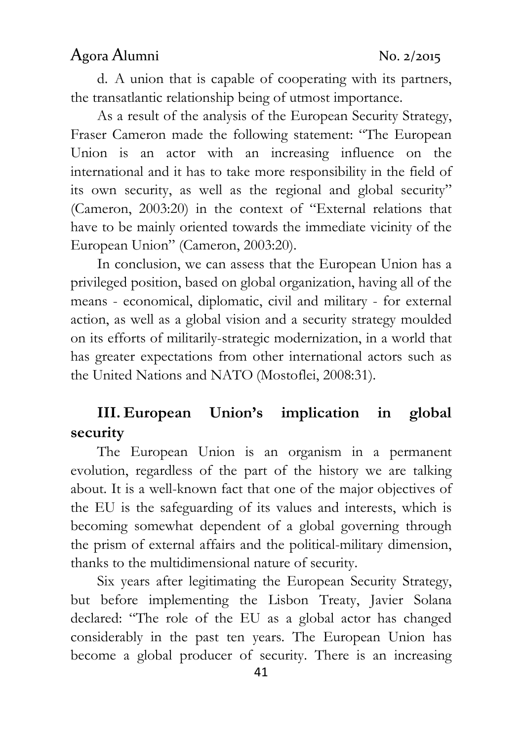d. A union that is capable of cooperating with its partners, the transatlantic relationship being of utmost importance.

As a result of the analysis of the European Security Strategy, Fraser Cameron made the following statement: "The European Union is an actor with an increasing influence on the international and it has to take more responsibility in the field of its own security, as well as the regional and global security" (Cameron, 2003:20) in the context of "External relations that have to be mainly oriented towards the immediate vicinity of the European Union" (Cameron, 2003:20).

In conclusion, we can assess that the European Union has a privileged position, based on global organization, having all of the means - economical, diplomatic, civil and military - for external action, as well as a global vision and a security strategy moulded on its efforts of militarily-strategic modernization, in a world that has greater expectations from other international actors such as the United Nations and NATO (Mostoflei, 2008:31).

## III. European Union's implication in global security

The European Union is an organism in a permanent evolution, regardless of the part of the history we are talking about. It is a well-known fact that one of the major objectives of the EU is the safeguarding of its values and interests, which is becoming somewhat dependent of a global governing through the prism of external affairs and the political-military dimension, thanks to the multidimensional nature of security.

Six years after legitimating the European Security Strategy, but before implementing the Lisbon Treaty, Javier Solana declared: "The role of the EU as a global actor has changed considerably in the past ten years. The European Union has become a global producer of security. There is an increasing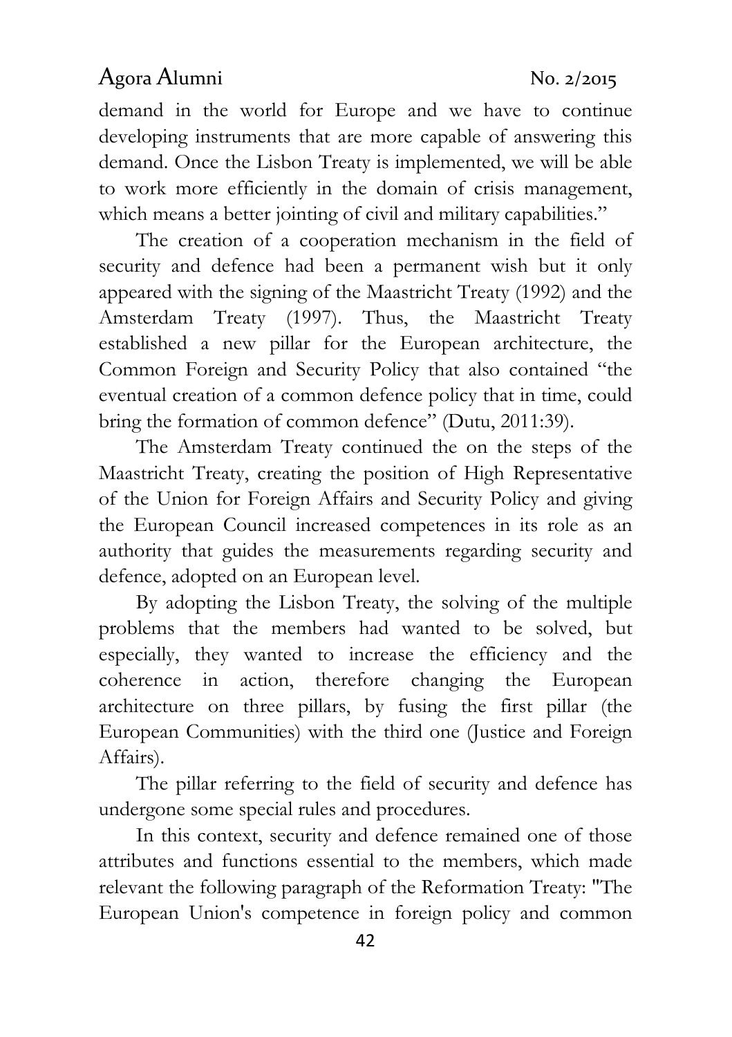demand in the world for Europe and we have to continue developing instruments that are more capable of answering this demand. Once the Lisbon Treaty is implemented, we will be able to work more efficiently in the domain of crisis management, which means a better jointing of civil and military capabilities."

The creation of a cooperation mechanism in the field of security and defence had been a permanent wish but it only appeared with the signing of the Maastricht Treaty (1992) and the Amsterdam Treaty (1997). Thus, the Maastricht Treaty established a new pillar for the European architecture, the Common Foreign and Security Policy that also contained "the eventual creation of a common defence policy that in time, could bring the formation of common defence" (Dutu, 2011:39).

The Amsterdam Treaty continued the on the steps of the Maastricht Treaty, creating the position of High Representative of the Union for Foreign Affairs and Security Policy and giving the European Council increased competences in its role as an authority that guides the measurements regarding security and defence, adopted on an European level.

By adopting the Lisbon Treaty, the solving of the multiple problems that the members had wanted to be solved, but especially, they wanted to increase the efficiency and the coherence in action, therefore changing the European architecture on three pillars, by fusing the first pillar (the European Communities) with the third one (Justice and Foreign Affairs).

The pillar referring to the field of security and defence has undergone some special rules and procedures.

In this context, security and defence remained one of those attributes and functions essential to the members, which made relevant the following paragraph of the Reformation Treaty: "The European Union's competence in foreign policy and common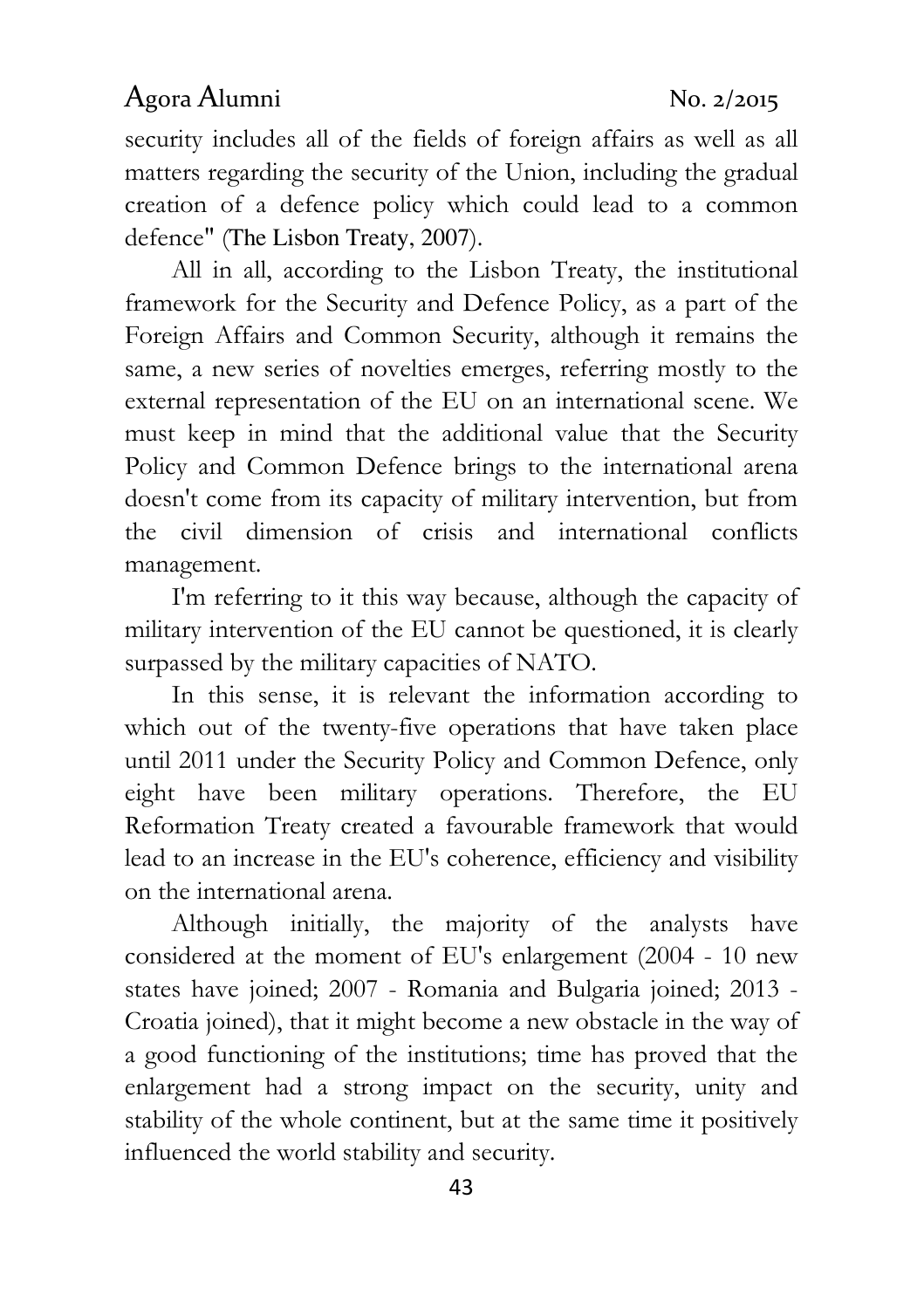security includes all of the fields of foreign affairs as well as all matters regarding the security of the Union, including the gradual creation of a defence policy which could lead to a common defence" (The Lisbon Treaty, 2007).

All in all, according to the Lisbon Treaty, the institutional framework for the Security and Defence Policy, as a part of the Foreign Affairs and Common Security, although it remains the same, a new series of novelties emerges, referring mostly to the external representation of the EU on an international scene. We must keep in mind that the additional value that the Security Policy and Common Defence brings to the international arena doesn't come from its capacity of military intervention, but from the civil dimension of crisis and international conflicts management.

I'm referring to it this way because, although the capacity of military intervention of the EU cannot be questioned, it is clearly surpassed by the military capacities of NATO.

In this sense, it is relevant the information according to which out of the twenty-five operations that have taken place until 2011 under the Security Policy and Common Defence, only eight have been military operations. Therefore, the EU Reformation Treaty created a favourable framework that would lead to an increase in the EU's coherence, efficiency and visibility on the international arena.

Although initially, the majority of the analysts have considered at the moment of EU's enlargement (2004 - 10 new states have joined; 2007 - Romania and Bulgaria joined; 2013 - Croatia joined), that it might become a new obstacle in the way of a good functioning of the institutions; time has proved that the enlargement had a strong impact on the security, unity and stability of the whole continent, but at the same time it positively influenced the world stability and security.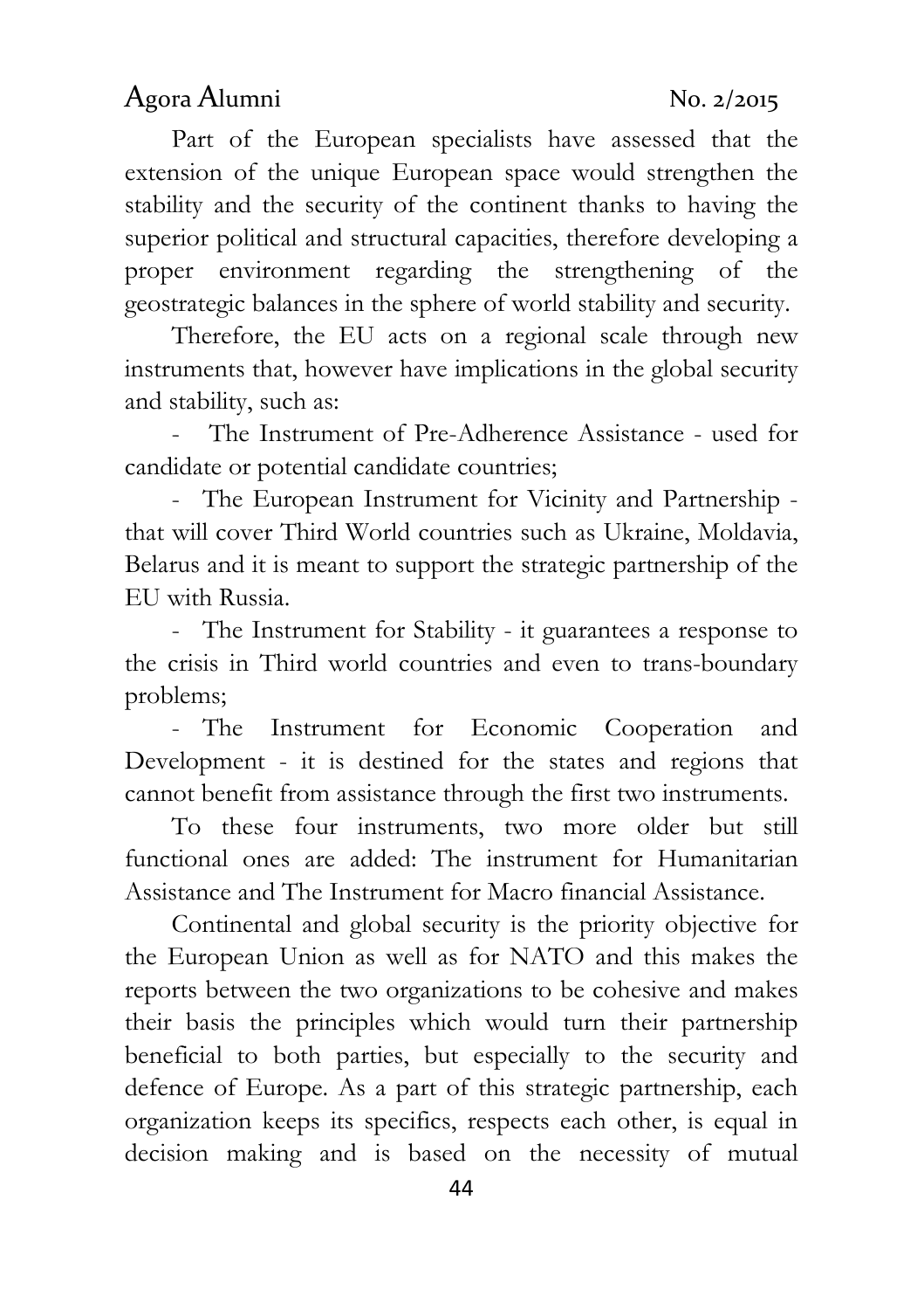Part of the European specialists have assessed that the extension of the unique European space would strengthen the stability and the security of the continent thanks to having the superior political and structural capacities, therefore developing a proper environment regarding the strengthening of the geostrategic balances in the sphere of world stability and security.

Therefore, the EU acts on a regional scale through new instruments that, however have implications in the global security and stability, such as:

- The Instrument of Pre-Adherence Assistance - used for candidate or potential candidate countries;
- The European Instrument for Vicinity and Partnership - that will cover Third World countries such as Ukraine, Moldavia, Belarus and it is meant to support the strategic partnership of the EU with Russia.
- The Instrument for Stability - it guarantees a response to the crisis in Third world countries and even to trans-boundary problems;
- The Instrument for Economic Cooperation and Development - it is destined for the states and regions that cannot benefit from assistance through the first two instruments.

To these four instruments, two more older but still functional ones are added: The instrument for Humanitarian Assistance and The Instrument for Macro financial Assistance.

Continental and global security is the priority objective for the European Union as well as for NATO and this makes the reports between the two organizations to be cohesive and makes their basis the principles which would turn their partnership beneficial to both parties, but especially to the security and defence of Europe. As a part of this strategic partnership, each organization keeps its specifics, respects each other, is equal in decision making and is based on the necessity of mutual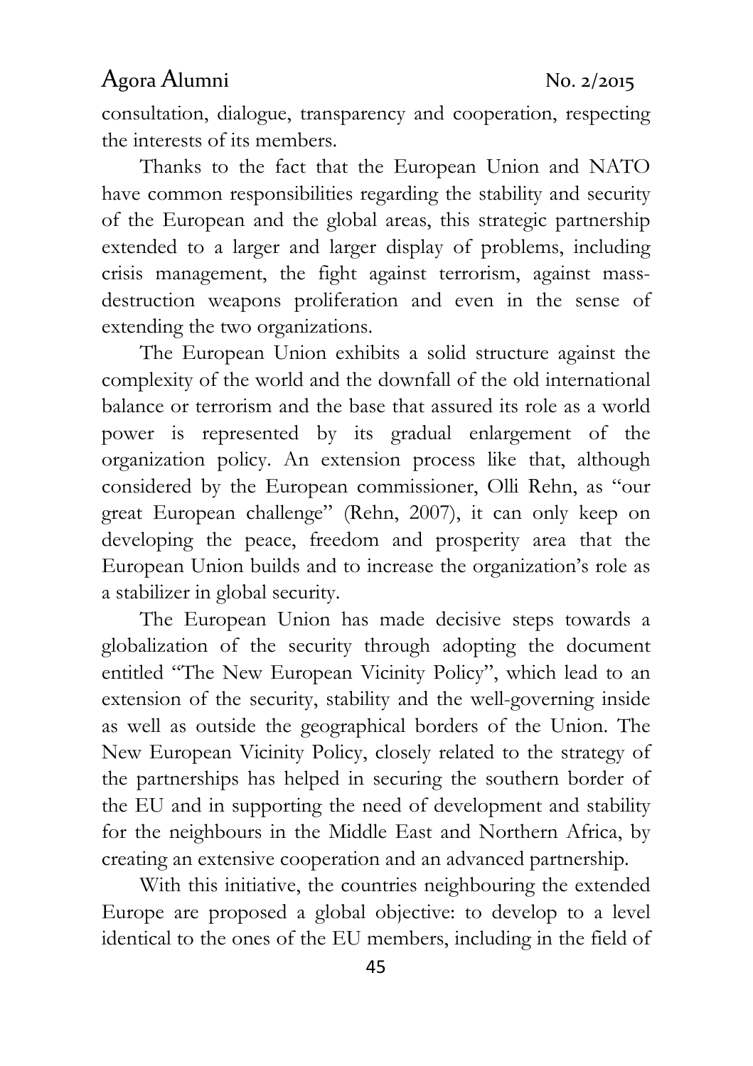consultation, dialogue, transparency and cooperation, respecting the interests of its members.

Thanks to the fact that the European Union and NATO have common responsibilities regarding the stability and security of the European and the global areas, this strategic partnership extended to a larger and larger display of problems, including crisis management, the fight against terrorism, against mass-destruction weapons proliferation and even in the sense of extending the two organizations.

The European Union exhibits a solid structure against the complexity of the world and the downfall of the old international balance or terrorism and the base that assured its role as a world power is represented by its gradual enlargement of the organization policy. An extension process like that, although considered by the European commissioner, Olli Rehn, as "our great European challenge" (Rehn, 2007), it can only keep on developing the peace, freedom and prosperity area that the European Union builds and to increase the organization's role as a stabilizer in global security.

The European Union has made decisive steps towards a globalization of the security through adopting the document entitled "The New European Vicinity Policy", which lead to an extension of the security, stability and the well-governing inside as well as outside the geographical borders of the Union. The New European Vicinity Policy, closely related to the strategy of the partnerships has helped in securing the southern border of the EU and in supporting the need of development and stability for the neighbours in the Middle East and Northern Africa, by creating an extensive cooperation and an advanced partnership.

With this initiative, the countries neighbouring the extended Europe are proposed a global objective: to develop to a level identical to the ones of the EU members, including in the field of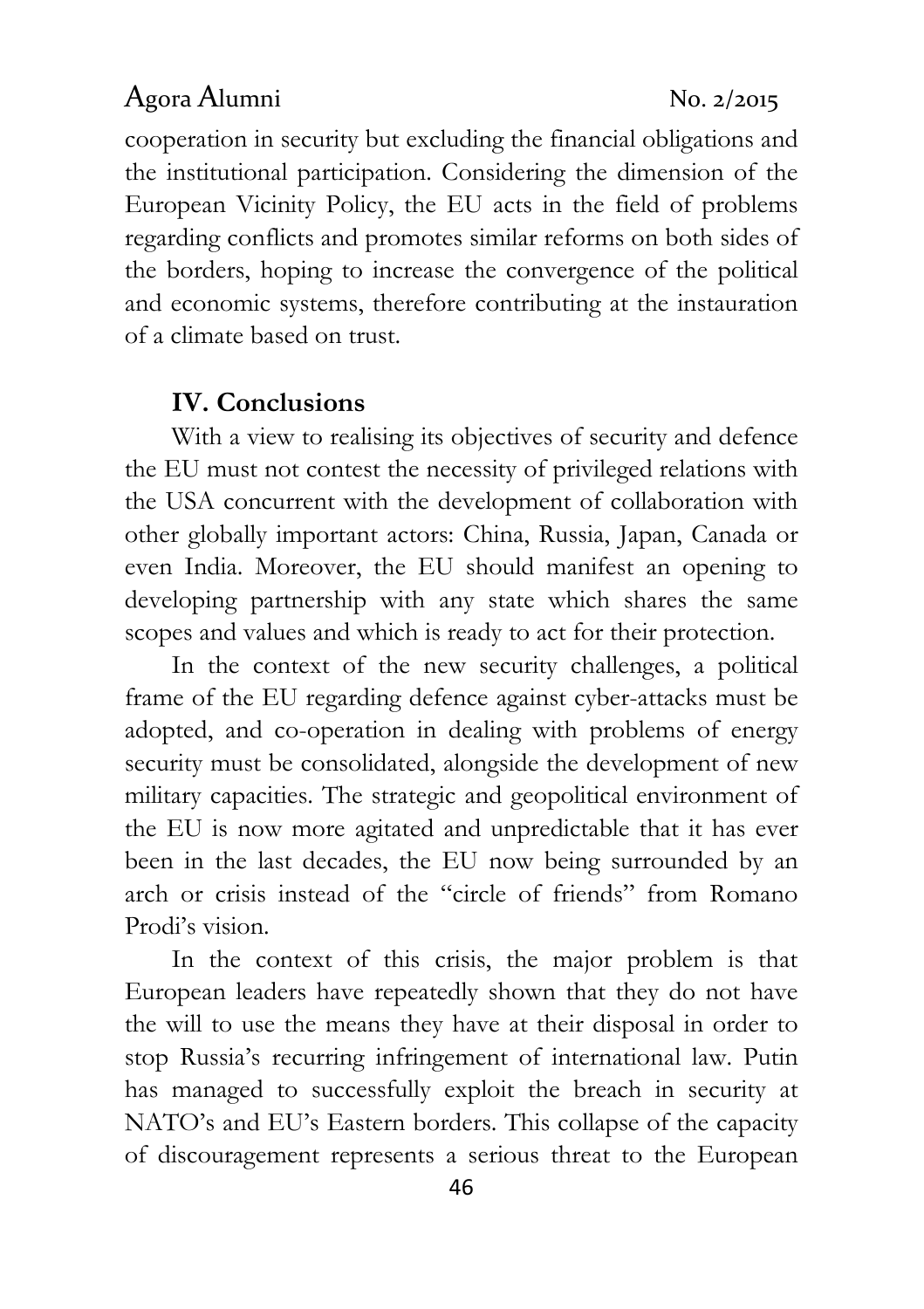cooperation in security but excluding the financial obligations and the institutional participation. Considering the dimension of the European Vicinity Policy, the EU acts in the field of problems regarding conflicts and promotes similar reforms on both sides of the borders, hoping to increase the convergence of the political and economic systems, therefore contributing at the instauration of a climate based on trust.

## IV. Conclusions

With a view to realising its objectives of security and defence the EU must not contest the necessity of privileged relations with the USA concurrent with the development of collaboration with other globally important actors: China, Russia, Japan, Canada or even India. Moreover, the EU should manifest an opening to developing partnership with any state which shares the same scopes and values and which is ready to act for their protection.

In the context of the new security challenges, a political frame of the EU regarding defence against cyber-attacks must be adopted, and co-operation in dealing with problems of energy security must be consolidated, alongside the development of new military capacities. The strategic and geopolitical environment of the EU is now more agitated and unpredictable that it has ever been in the last decades, the EU now being surrounded by an arch or crisis instead of the "circle of friends" from Romano Prodi's vision.

In the context of this crisis, the major problem is that European leaders have repeatedly shown that they do not have the will to use the means they have at their disposal in order to stop Russia's recurring infringement of international law. Putin has managed to successfully exploit the breach in security at NATO's and EU's Eastern borders. This collapse of the capacity of discouragement represents a serious threat to the European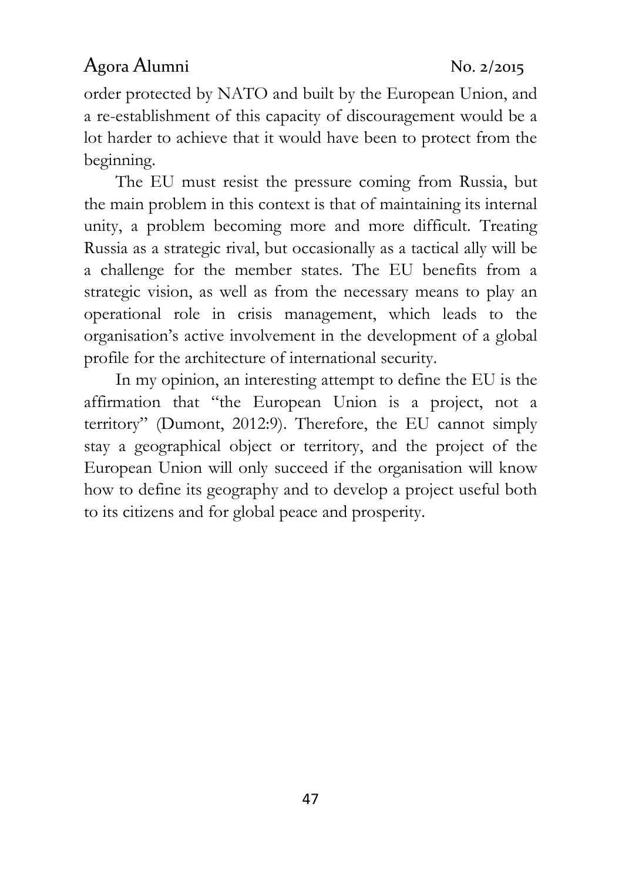order protected by NATO and built by the European Union, and a re-establishment of this capacity of discouragement would be a lot harder to achieve that it would have been to protect from the beginning.

The EU must resist the pressure coming from Russia, but the main problem in this context is that of maintaining its internal unity, a problem becoming more and more difficult. Treating Russia as a strategic rival, but occasionally as a tactical ally will be a challenge for the member states. The EU benefits from a strategic vision, as well as from the necessary means to play an operational role in crisis management, which leads to the organisation's active involvement in the development of a global profile for the architecture of international security.

In my opinion, an interesting attempt to define the EU is the affirmation that "the European Union is a project, not a territory" (Dumont, 2012:9). Therefore, the EU cannot simply stay a geographical object or territory, and the project of the European Union will only succeed if the organisation will know how to define its geography and to develop a project useful both to its citizens and for global peace and prosperity.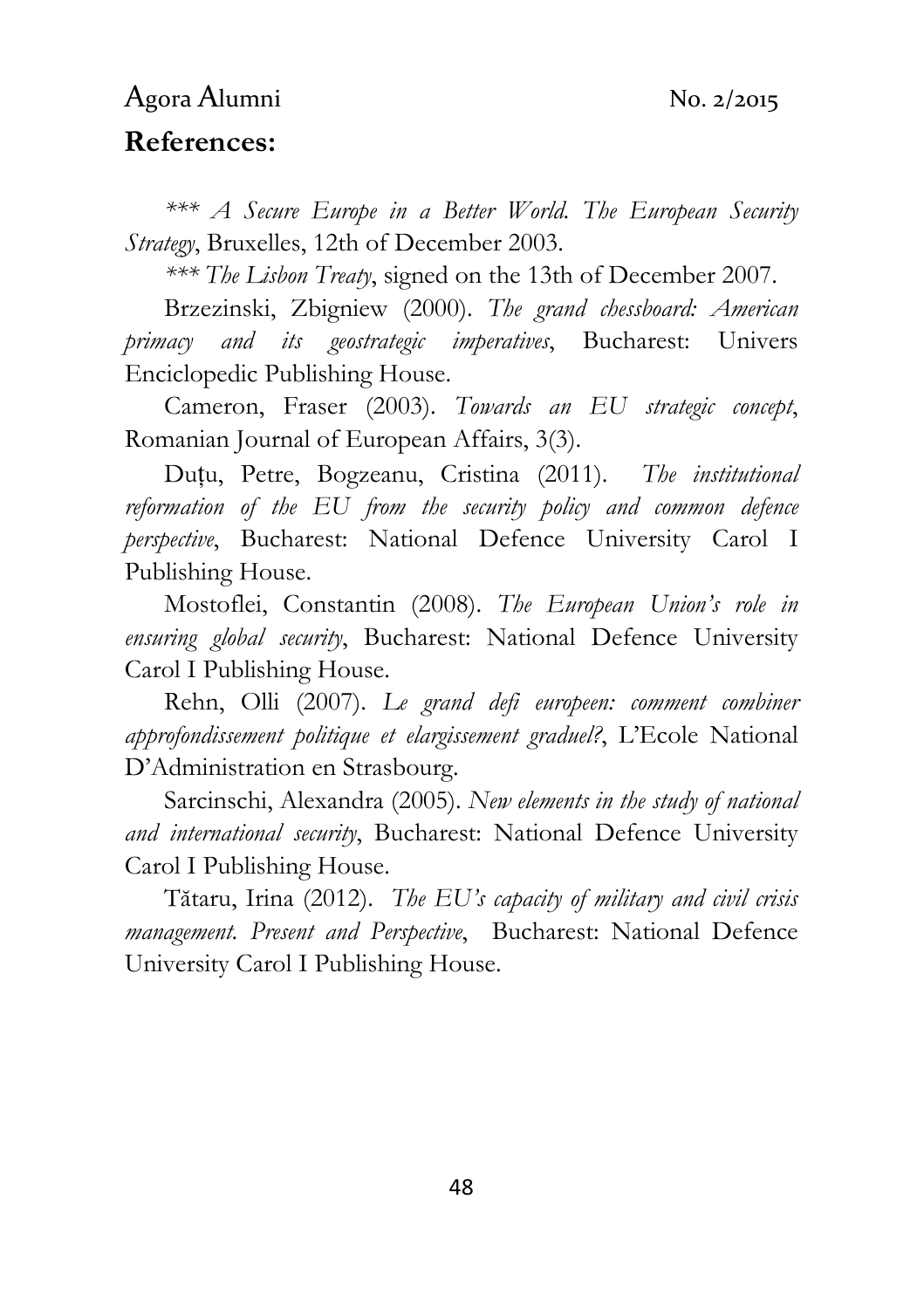## References:

*\*\*\* A Secure Europe in a Better World. The European Security Strategy*, Bruxelles, 12th of December 2003.

*\*\*\* The Lisbon Treaty*, signed on the 13th of December 2007.

Brzezinski, Zbigniew (2000). *The grand chessboard: American primacy and its geostrategic imperatives*, Bucharest: Univers Enciclopedic Publishing House.

Cameron, Fraser (2003). *Towards an EU strategic concept*, Romanian Journal of European Affairs, 3(3).

Duțu, Petre, Bogzeanu, Cristina (2011). *The institutional reformation of the EU from the security policy and common defence perspective*, Bucharest: National Defence University Carol I Publishing House.

Mostoflei, Constantin (2008). *The European Union's role in ensuring global security*, Bucharest: National Defence University Carol I Publishing House.

Rehn, Olli (2007). *Le grand defi europeen: comment combiner approfondissement politique et elargissement graduel?*, L'Ecole National D'Administration en Strasbourg.

Sarcinschi, Alexandra (2005). *New elements in the study of national and international security*, Bucharest: National Defence University Carol I Publishing House.

Tătaru, Irina (2012). *The EU's capacity of military and civil crisis management. Present and Perspective*, Bucharest: National Defence University Carol I Publishing House.